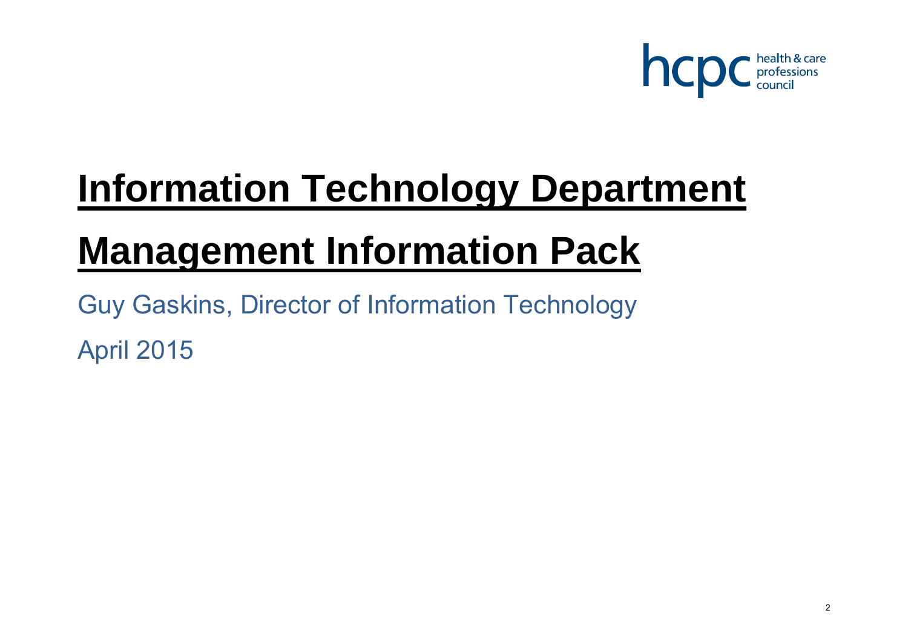hcpc health & care professions council

# Information Technology Department

# Management Information Pack

Guy Gaskins, Director of Information Technology

April 2015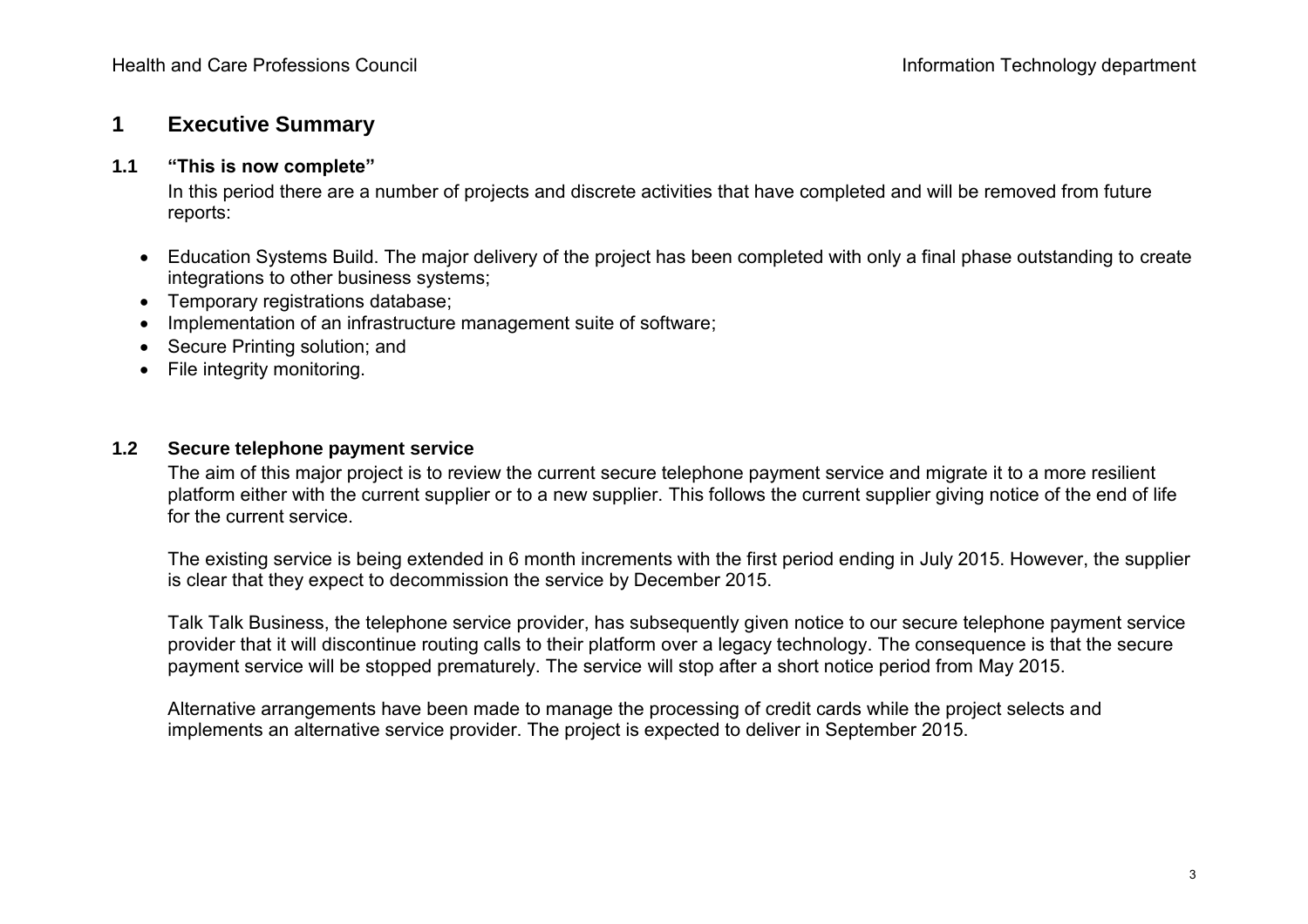# 1 Executive Summary

## 1.1 "This is now complete"

In this period there are a number of projects and discrete activities that have completed and will be removed from future reports:

- Education Systems Build. The major delivery of the project has been completed with only a final phase outstanding to create integrations to other business systems;
- Temporary registrations database;
- Implementation of an infrastructure management suite of software;
- Secure Printing solution; and
- File integrity monitoring.

## 1.2 Secure telephone payment service

The aim of this major project is to review the current secure telephone payment service and migrate it to a more resilient platform either with the current supplier or to a new supplier. This follows the current supplier giving notice of the end of life for the current service.

The existing service is being extended in 6 month increments with the first period ending in July 2015. However, the supplier is clear that they expect to decommission the service by December 2015.

Talk Talk Business, the telephone service provider, has subsequently given notice to our secure telephone payment service provider that it will discontinue routing calls to their platform over a legacy technology. The consequence is that the secure payment service will be stopped prematurely. The service will stop after a short notice period from May 2015.

Alternative arrangements have been made to manage the processing of credit cards while the project selects and implements an alternative service provider. The project is expected to deliver in September 2015.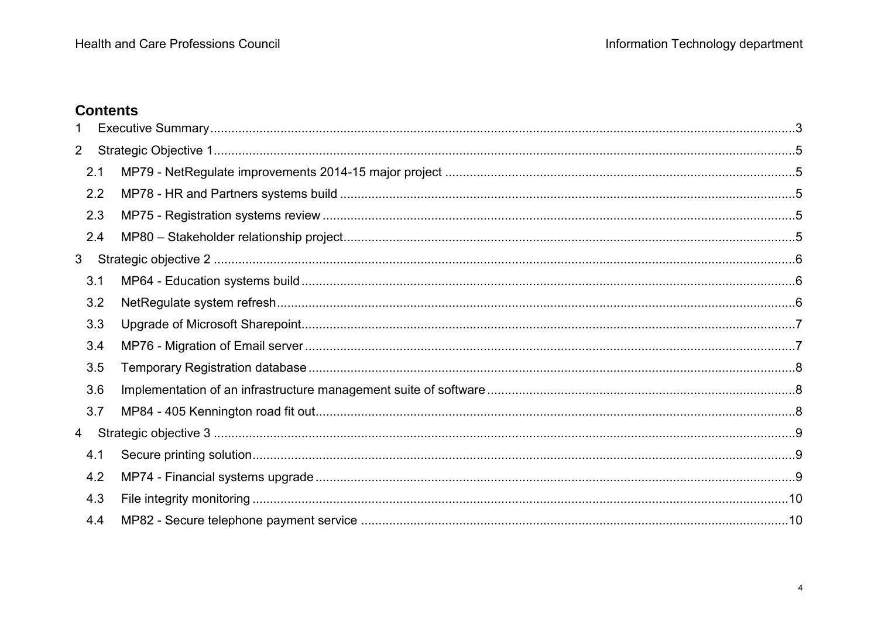## Contents

1 Executive Summary ..... 3

2 Strategic Objective 1 ..... 5

- 2.1 MP79 - NetRegulate improvements 2014-15 major project ..... 5
- 2.2 MP78 - HR and Partners systems build ..... 5
- 2.3 MP75 - Registration systems review ..... 5
- 2.4 MP80 – Stakeholder relationship project ..... 5

3 Strategic objective 2 ..... 6

- 3.1 MP64 - Education systems build ..... 6
- 3.2 NetRegulate system refresh ..... 6
- 3.3 Upgrade of Microsoft Sharepoint ..... 7
- 3.4 MP76 - Migration of Email server ..... 7
- 3.5 Temporary Registration database ..... 8
- 3.6 Implementation of an infrastructure management suite of software ..... 8
- 3.7 MP84 - 405 Kennington road fit out ..... 8

4 Strategic objective 3 ..... 9

- 4.1 Secure printing solution ..... 9
- 4.2 MP74 - Financial systems upgrade ..... 9
- 4.3 File integrity monitoring ..... 10
- 4.4 MP82 - Secure telephone payment service ..... 10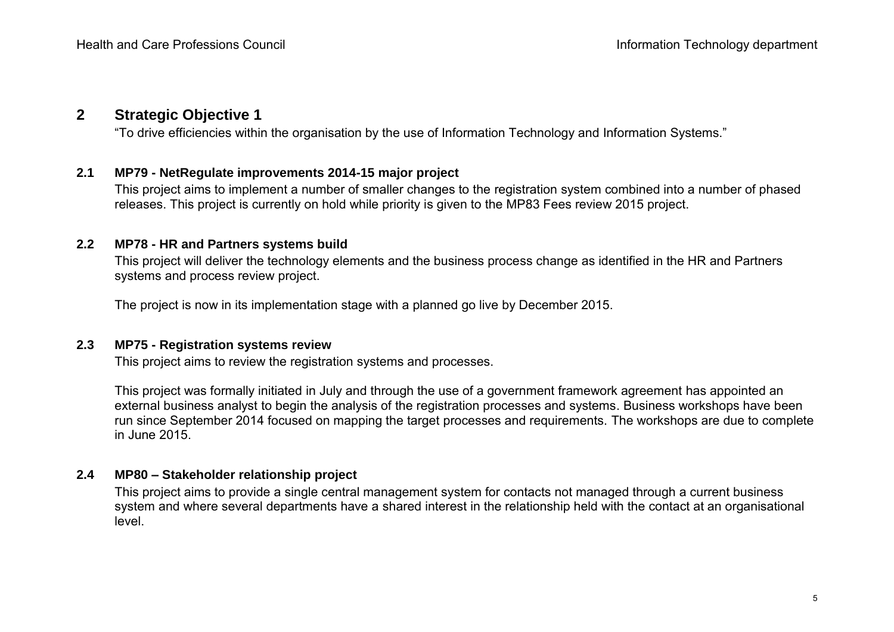## 2 Strategic Objective 1

"To drive efficiencies within the organisation by the use of Information Technology and Information Systems."

### 2.1 MP79 - NetRegulate improvements 2014-15 major project

This project aims to implement a number of smaller changes to the registration system combined into a number of phased releases. This project is currently on hold while priority is given to the MP83 Fees review 2015 project.

### 2.2 MP78 - HR and Partners systems build

This project will deliver the technology elements and the business process change as identified in the HR and Partners systems and process review project.

The project is now in its implementation stage with a planned go live by December 2015.

### 2.3 MP75 - Registration systems review

This project aims to review the registration systems and processes.

This project was formally initiated in July and through the use of a government framework agreement has appointed an external business analyst to begin the analysis of the registration processes and systems. Business workshops have been run since September 2014 focused on mapping the target processes and requirements. The workshops are due to complete in June 2015.

### 2.4 MP80 – Stakeholder relationship project

This project aims to provide a single central management system for contacts not managed through a current business system and where several departments have a shared interest in the relationship held with the contact at an organisational level.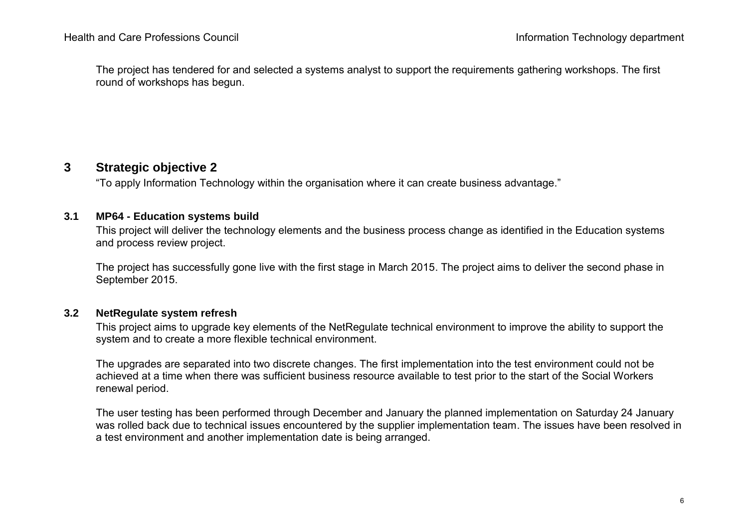The project has tendered for and selected a systems analyst to support the requirements gathering workshops. The first round of workshops has begun.

## 3 Strategic objective 2

"To apply Information Technology within the organisation where it can create business advantage."

### 3.1 MP64 - Education systems build

This project will deliver the technology elements and the business process change as identified in the Education systems and process review project.

The project has successfully gone live with the first stage in March 2015. The project aims to deliver the second phase in September 2015.

### 3.2 NetRegulate system refresh

This project aims to upgrade key elements of the NetRegulate technical environment to improve the ability to support the system and to create a more flexible technical environment.

The upgrades are separated into two discrete changes. The first implementation into the test environment could not be achieved at a time when there was sufficient business resource available to test prior to the start of the Social Workers renewal period.

The user testing has been performed through December and January the planned implementation on Saturday 24 January was rolled back due to technical issues encountered by the supplier implementation team. The issues have been resolved in a test environment and another implementation date is being arranged.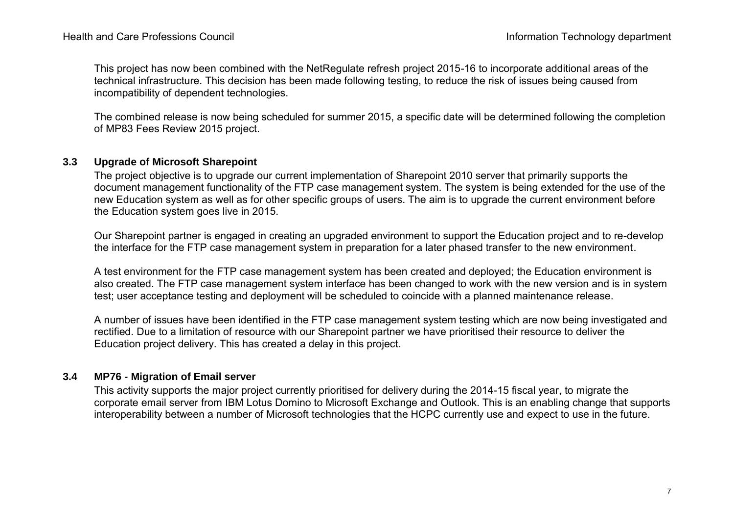This project has now been combined with the NetRegulate refresh project 2015-16 to incorporate additional areas of the technical infrastructure. This decision has been made following testing, to reduce the risk of issues being caused from incompatibility of dependent technologies.

The combined release is now being scheduled for summer 2015, a specific date will be determined following the completion of MP83 Fees Review 2015 project.

### 3.3 Upgrade of Microsoft Sharepoint

The project objective is to upgrade our current implementation of Sharepoint 2010 server that primarily supports the document management functionality of the FTP case management system. The system is being extended for the use of the new Education system as well as for other specific groups of users. The aim is to upgrade the current environment before the Education system goes live in 2015.

Our Sharepoint partner is engaged in creating an upgraded environment to support the Education project and to re-develop the interface for the FTP case management system in preparation for a later phased transfer to the new environment.

A test environment for the FTP case management system has been created and deployed; the Education environment is also created. The FTP case management system interface has been changed to work with the new version and is in system test; user acceptance testing and deployment will be scheduled to coincide with a planned maintenance release.

A number of issues have been identified in the FTP case management system testing which are now being investigated and rectified. Due to a limitation of resource with our Sharepoint partner we have prioritised their resource to deliver the Education project delivery. This has created a delay in this project.

### 3.4 MP76 - Migration of Email server

This activity supports the major project currently prioritised for delivery during the 2014-15 fiscal year, to migrate the corporate email server from IBM Lotus Domino to Microsoft Exchange and Outlook. This is an enabling change that supports interoperability between a number of Microsoft technologies that the HCPC currently use and expect to use in the future.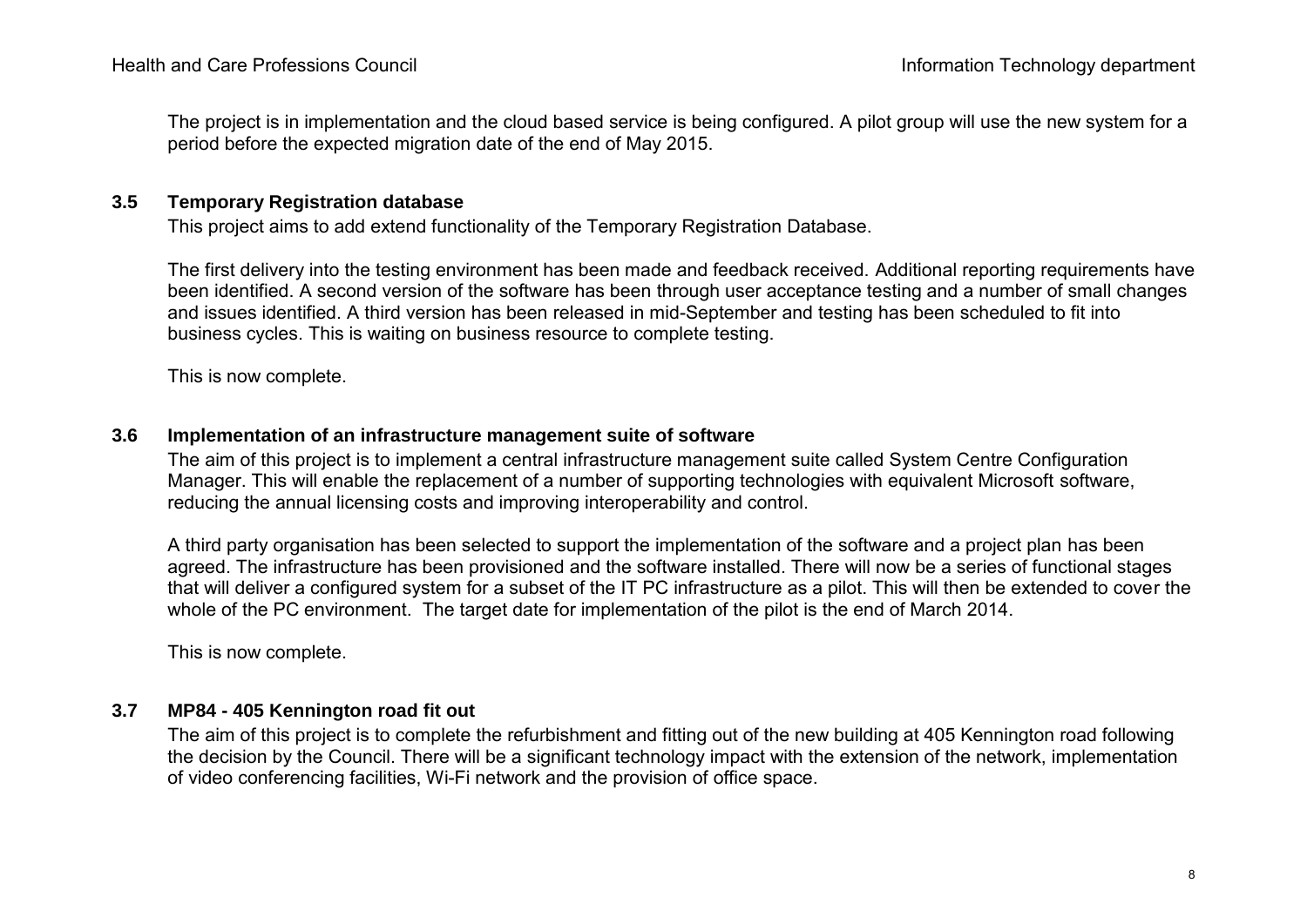The project is in implementation and the cloud based service is being configured. A pilot group will use the new system for a period before the expected migration date of the end of May 2015.

### 3.5 Temporary Registration database

This project aims to add extend functionality of the Temporary Registration Database.

The first delivery into the testing environment has been made and feedback received. Additional reporting requirements have been identified. A second version of the software has been through user acceptance testing and a number of small changes and issues identified. A third version has been released in mid-September and testing has been scheduled to fit into business cycles. This is waiting on business resource to complete testing.

This is now complete.

### 3.6 Implementation of an infrastructure management suite of software

The aim of this project is to implement a central infrastructure management suite called System Centre Configuration Manager. This will enable the replacement of a number of supporting technologies with equivalent Microsoft software, reducing the annual licensing costs and improving interoperability and control.

A third party organisation has been selected to support the implementation of the software and a project plan has been agreed. The infrastructure has been provisioned and the software installed. There will now be a series of functional stages that will deliver a configured system for a subset of the IT PC infrastructure as a pilot. This will then be extended to cover the whole of the PC environment. The target date for implementation of the pilot is the end of March 2014.

This is now complete.

### 3.7 MP84 - 405 Kennington road fit out

The aim of this project is to complete the refurbishment and fitting out of the new building at 405 Kennington road following the decision by the Council. There will be a significant technology impact with the extension of the network, implementation of video conferencing facilities, Wi-Fi network and the provision of office space.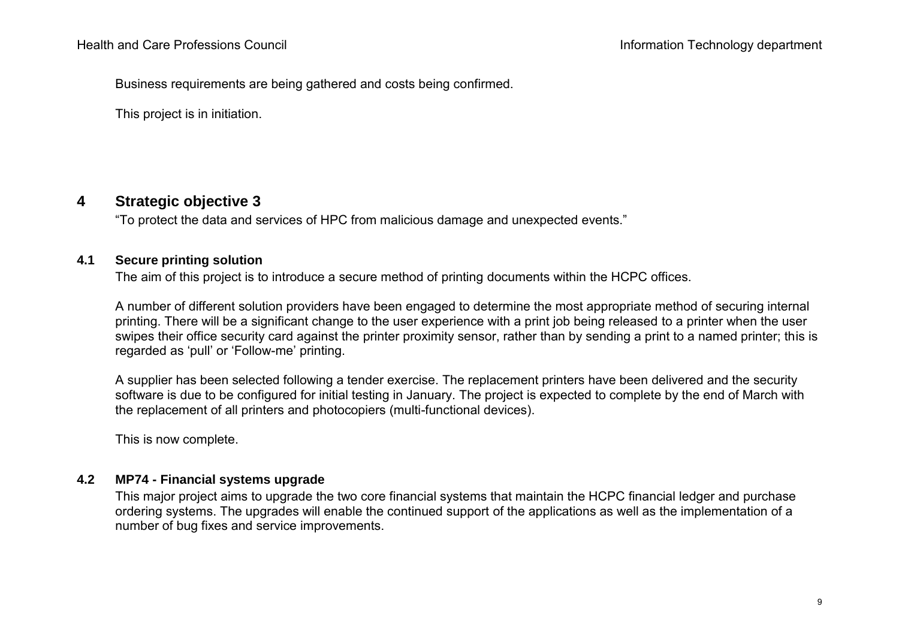Business requirements are being gathered and costs being confirmed.

This project is in initiation.

# 4 Strategic objective 3

"To protect the data and services of HPC from malicious damage and unexpected events."

## 4.1 Secure printing solution

The aim of this project is to introduce a secure method of printing documents within the HCPC offices.

A number of different solution providers have been engaged to determine the most appropriate method of securing internal printing. There will be a significant change to the user experience with a print job being released to a printer when the user swipes their office security card against the printer proximity sensor, rather than by sending a print to a named printer; this is regarded as 'pull' or 'Follow-me' printing.

A supplier has been selected following a tender exercise. The replacement printers have been delivered and the security software is due to be configured for initial testing in January. The project is expected to complete by the end of March with the replacement of all printers and photocopiers (multi-functional devices).

This is now complete.

## 4.2 MP74 - Financial systems upgrade

This major project aims to upgrade the two core financial systems that maintain the HCPC financial ledger and purchase ordering systems. The upgrades will enable the continued support of the applications as well as the implementation of a number of bug fixes and service improvements.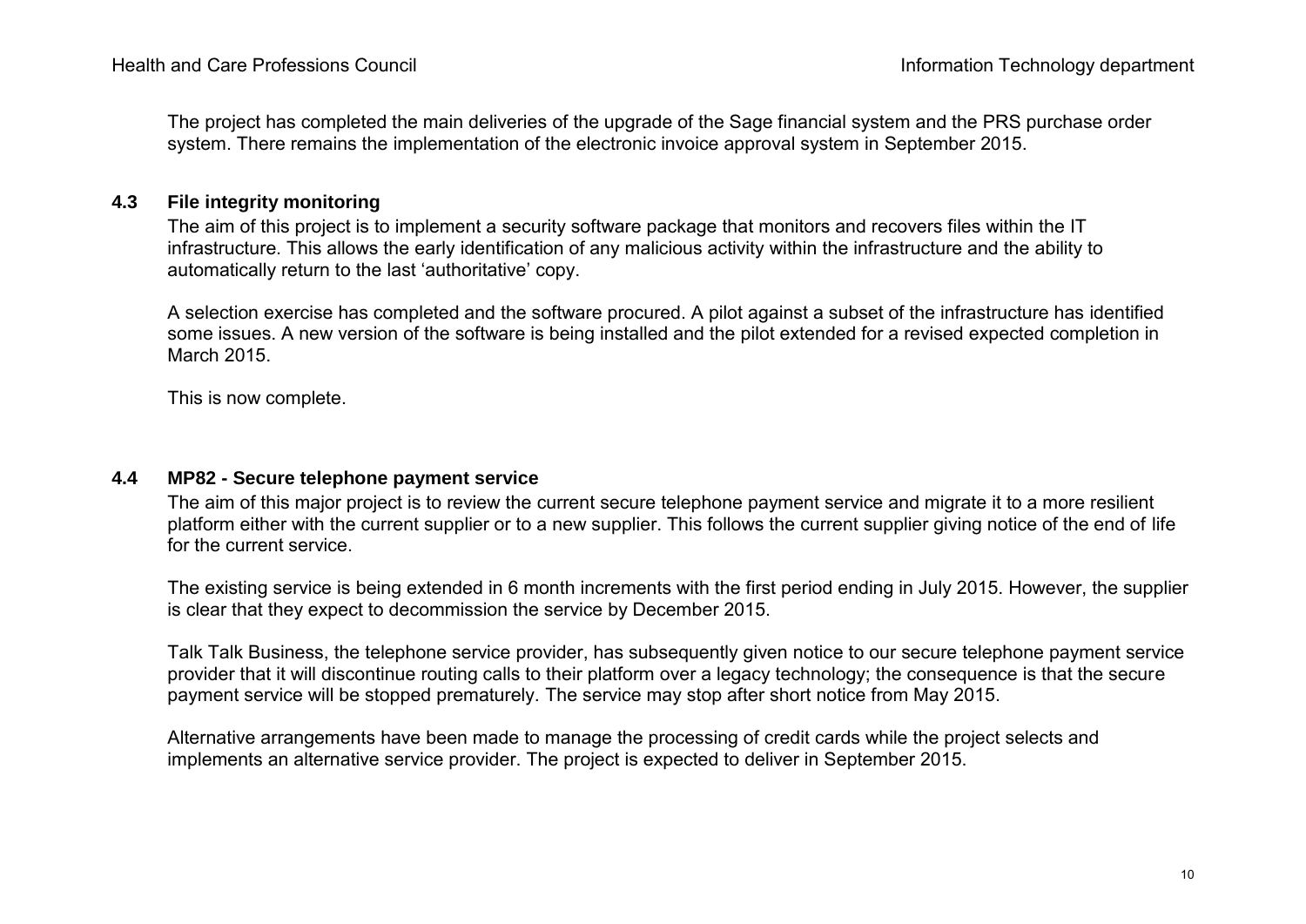The project has completed the main deliveries of the upgrade of the Sage financial system and the PRS purchase order system. There remains the implementation of the electronic invoice approval system in September 2015.

### 4.3 File integrity monitoring

The aim of this project is to implement a security software package that monitors and recovers files within the IT infrastructure. This allows the early identification of any malicious activity within the infrastructure and the ability to automatically return to the last 'authoritative' copy.

A selection exercise has completed and the software procured. A pilot against a subset of the infrastructure has identified some issues. A new version of the software is being installed and the pilot extended for a revised expected completion in March 2015.

This is now complete.

### 4.4 MP82 - Secure telephone payment service

The aim of this major project is to review the current secure telephone payment service and migrate it to a more resilient platform either with the current supplier or to a new supplier. This follows the current supplier giving notice of the end of life for the current service.

The existing service is being extended in 6 month increments with the first period ending in July 2015. However, the supplier is clear that they expect to decommission the service by December 2015.

Talk Talk Business, the telephone service provider, has subsequently given notice to our secure telephone payment service provider that it will discontinue routing calls to their platform over a legacy technology; the consequence is that the secure payment service will be stopped prematurely. The service may stop after short notice from May 2015.

Alternative arrangements have been made to manage the processing of credit cards while the project selects and implements an alternative service provider. The project is expected to deliver in September 2015.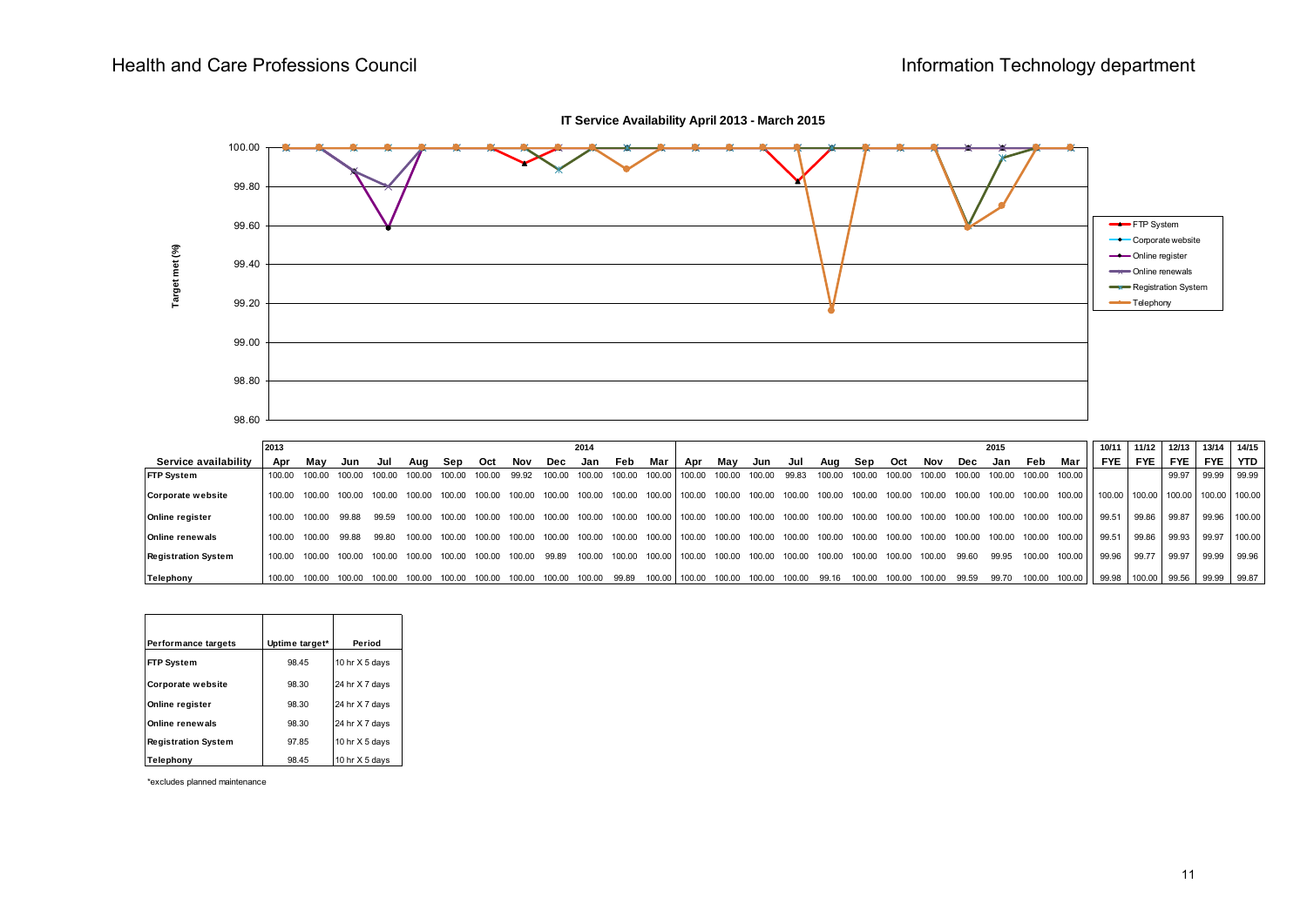Health and Care Professions Council

Information Technology department

**IT Service Availability April 2013 - March 2015**

Target met (%)

100.00
99.80
99.60
99.40
99.20
99.00
98.80
98.60

FTP System
Corporate website
Online register
Online renewals
Registration System
Telephony

| | 2013 | | | | | | | | | 2014 | | | | | | | | | | | | | 2015 | | | 10/11 | 11/12 | 12/13 | 13/14 | 14/15 |
|---|---|---|---|---|---|---|---|---|---|---|---|---|---|---|---|---|---|---|---|---|---|---|---|---|---|---|---|---|---|---|
| **Service availability** | **Apr** | **May** | **Jun** | **Jul** | **Aug** | **Sep** | **Oct** | **Nov** | **Dec** | **Jan** | **Feb** | **Mar** | **Apr** | **May** | **Jun** | **Jul** | **Aug** | **Sep** | **Oct** | **Nov** | **Dec** | **Jan** | **Feb** | **Mar** | **FYE** | **FYE** | **FYE** | **FYE** | **YTD** |
| **FTP System** | 100.00 | 100.00 | 100.00 | 100.00 | 100.00 | 100.00 | 100.00 | 99.92 | 100.00 | 100.00 | 100.00 | 100.00 | 100.00 | 100.00 | 100.00 | 99.83 | 100.00 | 100.00 | 100.00 | 100.00 | 100.00 | 100.00 | 100.00 | 100.00 | | | 99.97 | 99.99 | 99.99 |
| **Corporate website** | 100.00 | 100.00 | 100.00 | 100.00 | 100.00 | 100.00 | 100.00 | 100.00 | 100.00 | 100.00 | 100.00 | 100.00 | 100.00 | 100.00 | 100.00 | 100.00 | 100.00 | 100.00 | 100.00 | 100.00 | 100.00 | 100.00 | 100.00 | 100.00 | 100.00 | 100.00 | 100.00 | 100.00 | 100.00 |
| **Online register** | 100.00 | 100.00 | 99.88 | 99.59 | 100.00 | 100.00 | 100.00 | 100.00 | 100.00 | 100.00 | 100.00 | 100.00 | 100.00 | 100.00 | 100.00 | 100.00 | 100.00 | 100.00 | 100.00 | 100.00 | 100.00 | 100.00 | 100.00 | 100.00 | 99.51 | 99.86 | 99.87 | 99.96 | 100.00 |
| **Online renewals** | 100.00 | 100.00 | 99.88 | 99.80 | 100.00 | 100.00 | 100.00 | 100.00 | 100.00 | 100.00 | 100.00 | 100.00 | 100.00 | 100.00 | 100.00 | 100.00 | 100.00 | 100.00 | 100.00 | 100.00 | 100.00 | 100.00 | 100.00 | 100.00 | 99.51 | 99.86 | 99.93 | 99.97 | 100.00 |
| **Registration System** | 100.00 | 100.00 | 100.00 | 100.00 | 100.00 | 100.00 | 100.00 | 100.00 | 99.89 | 100.00 | 100.00 | 100.00 | 100.00 | 100.00 | 100.00 | 100.00 | 100.00 | 100.00 | 100.00 | 100.00 | 99.60 | 99.95 | 100.00 | 100.00 | 99.96 | 99.77 | 99.97 | 99.99 | 99.96 |
| **Telephony** | 100.00 | 100.00 | 100.00 | 100.00 | 100.00 | 100.00 | 100.00 | 100.00 | 100.00 | 100.00 | 99.89 | 100.00 | 100.00 | 100.00 | 100.00 | 100.00 | 99.16 | 100.00 | 100.00 | 100.00 | 99.59 | 99.70 | 100.00 | 100.00 | 99.98 | 100.00 | 99.56 | 99.99 | 99.87 |

| Performance targets | Uptime target* | Period |
|---|---|---|
| **FTP System** | 98.45 | 10 hr X 5 days |
| **Corporate website** | 98.30 | 24 hr X 7 days |
| **Online register** | 98.30 | 24 hr X 7 days |
| **Online renewals** | 98.30 | 24 hr X 7 days |
| **Registration System** | 97.85 | 10 hr X 5 days |
| **Telephony** | 98.45 | 10 hr X 5 days |

*excludes planned maintenance